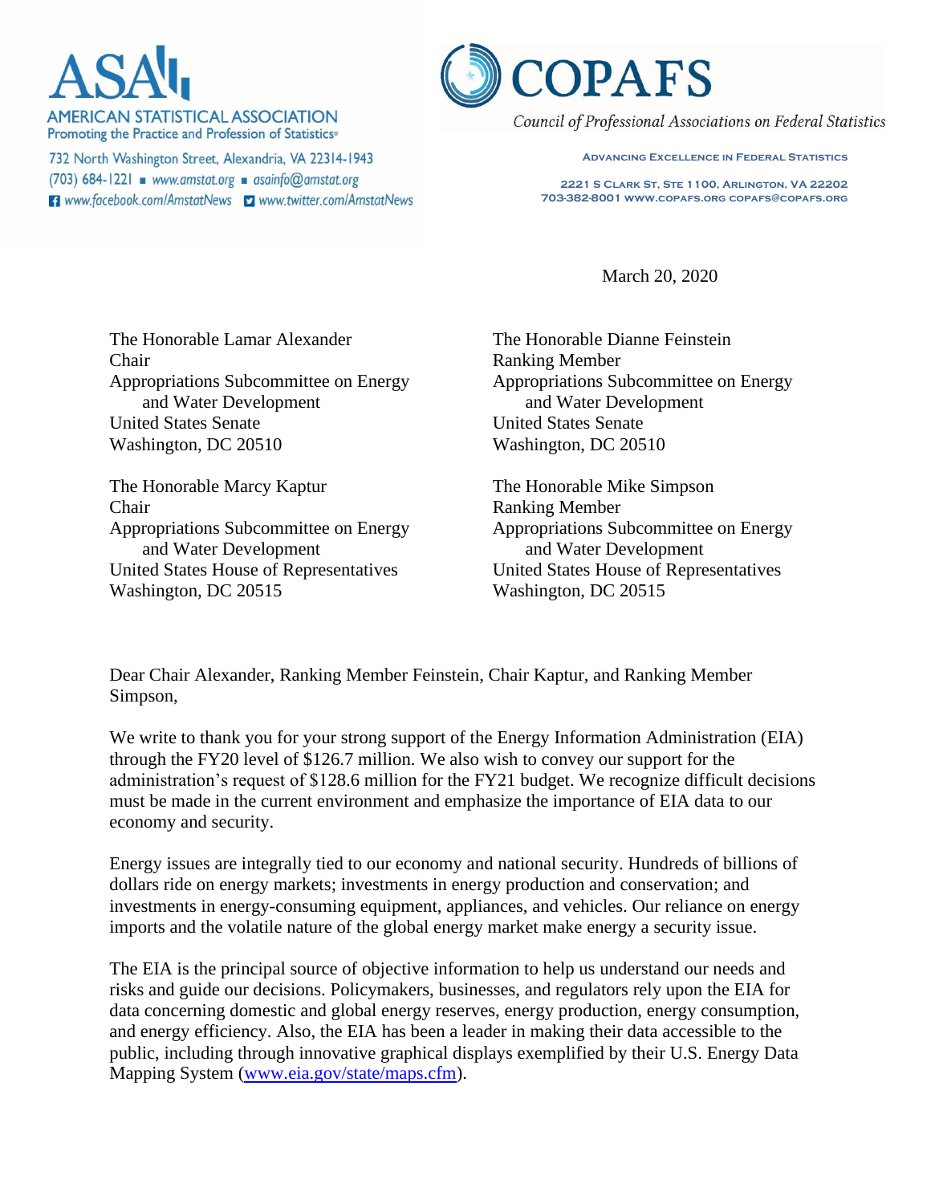**ASA**
AMERICAN STATISTICAL ASSOCIATION
Promoting the Practice and Profession of Statistics®

732 North Washington Street, Alexandria, VA 22314-1943
(703) 684-1221 ▪ www.amstat.org ▪ asainfo@amstat.org
www.facebook.com/AmstatNews www.twitter.com/AmstatNews

**COPAFS**
*Council of Professional Associations on Federal Statistics*

ADVANCING EXCELLENCE IN FEDERAL STATISTICS

2221 S CLARK ST, STE 1100, ARLINGTON, VA 22202
703-382-8001 WWW.COPAFS.ORG COPAFS@COPAFS.ORG

March 20, 2020

The Honorable Lamar Alexander
Chair
Appropriations Subcommittee on Energy and Water Development
United States Senate
Washington, DC 20510

The Honorable Dianne Feinstein
Ranking Member
Appropriations Subcommittee on Energy and Water Development
United States Senate
Washington, DC 20510

The Honorable Marcy Kaptur
Chair
Appropriations Subcommittee on Energy and Water Development
United States House of Representatives
Washington, DC 20515

The Honorable Mike Simpson
Ranking Member
Appropriations Subcommittee on Energy and Water Development
United States House of Representatives
Washington, DC 20515

Dear Chair Alexander, Ranking Member Feinstein, Chair Kaptur, and Ranking Member Simpson,

We write to thank you for your strong support of the Energy Information Administration (EIA) through the FY20 level of $126.7 million. We also wish to convey our support for the administration's request of $128.6 million for the FY21 budget. We recognize difficult decisions must be made in the current environment and emphasize the importance of EIA data to our economy and security.

Energy issues are integrally tied to our economy and national security. Hundreds of billions of dollars ride on energy markets; investments in energy production and conservation; and investments in energy-consuming equipment, appliances, and vehicles. Our reliance on energy imports and the volatile nature of the global energy market make energy a security issue.

The EIA is the principal source of objective information to help us understand our needs and risks and guide our decisions. Policymakers, businesses, and regulators rely upon the EIA for data concerning domestic and global energy reserves, energy production, energy consumption, and energy efficiency. Also, the EIA has been a leader in making their data accessible to the public, including through innovative graphical displays exemplified by their U.S. Energy Data Mapping System (www.eia.gov/state/maps.cfm).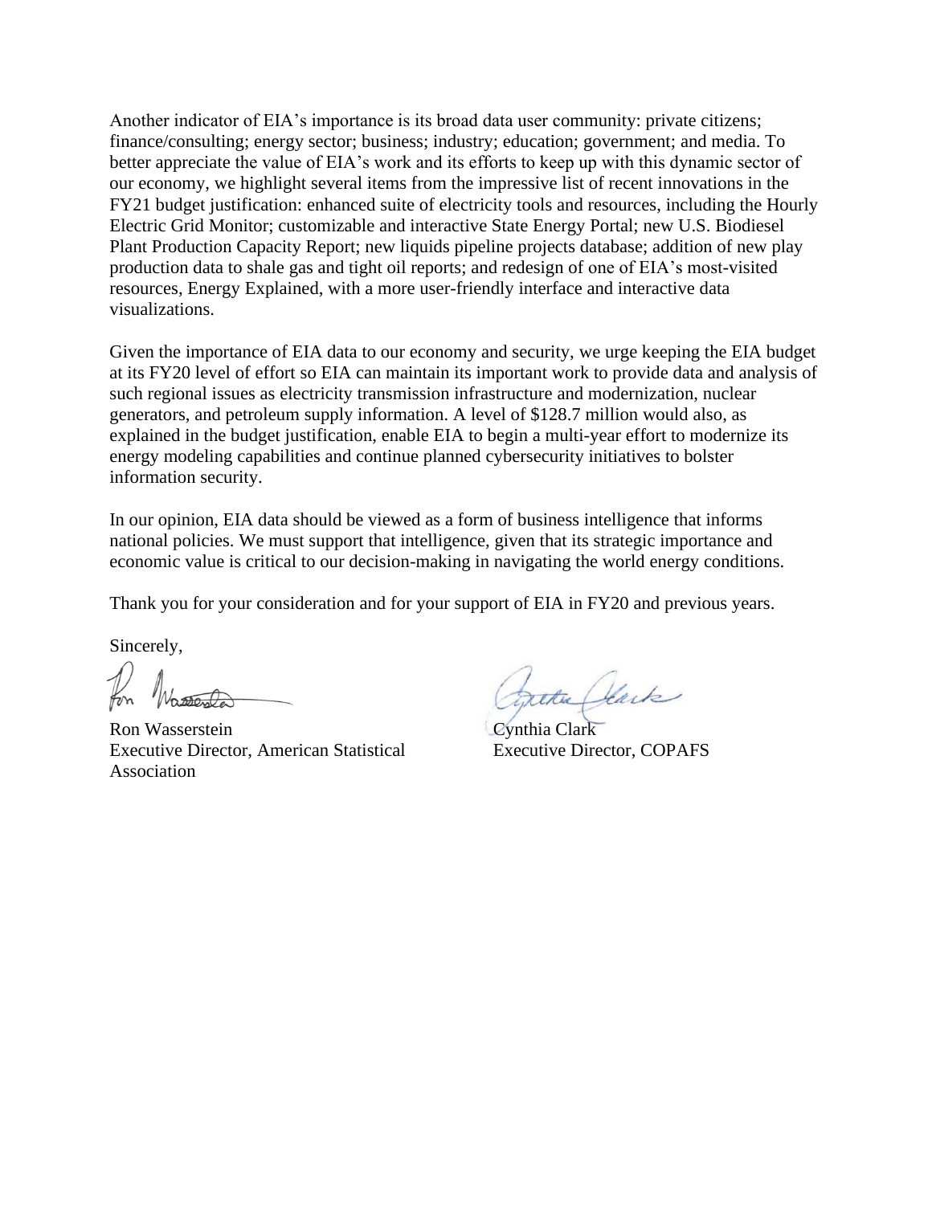Another indicator of EIA's importance is its broad data user community: private citizens; finance/consulting; energy sector; business; industry; education; government; and media. To better appreciate the value of EIA's work and its efforts to keep up with this dynamic sector of our economy, we highlight several items from the impressive list of recent innovations in the FY21 budget justification: enhanced suite of electricity tools and resources, including the Hourly Electric Grid Monitor; customizable and interactive State Energy Portal; new U.S. Biodiesel Plant Production Capacity Report; new liquids pipeline projects database; addition of new play production data to shale gas and tight oil reports; and redesign of one of EIA's most-visited resources, Energy Explained, with a more user-friendly interface and interactive data visualizations.

Given the importance of EIA data to our economy and security, we urge keeping the EIA budget at its FY20 level of effort so EIA can maintain its important work to provide data and analysis of such regional issues as electricity transmission infrastructure and modernization, nuclear generators, and petroleum supply information. A level of $128.7 million would also, as explained in the budget justification, enable EIA to begin a multi-year effort to modernize its energy modeling capabilities and continue planned cybersecurity initiatives to bolster information security.

In our opinion, EIA data should be viewed as a form of business intelligence that informs national policies. We must support that intelligence, given that its strategic importance and economic value is critical to our decision-making in navigating the world energy conditions.

Thank you for your consideration and for your support of EIA in FY20 and previous years.

Sincerely,

Ron Wasserstein
Executive Director, American Statistical Association

Cynthia Clark
Executive Director, COPAFS